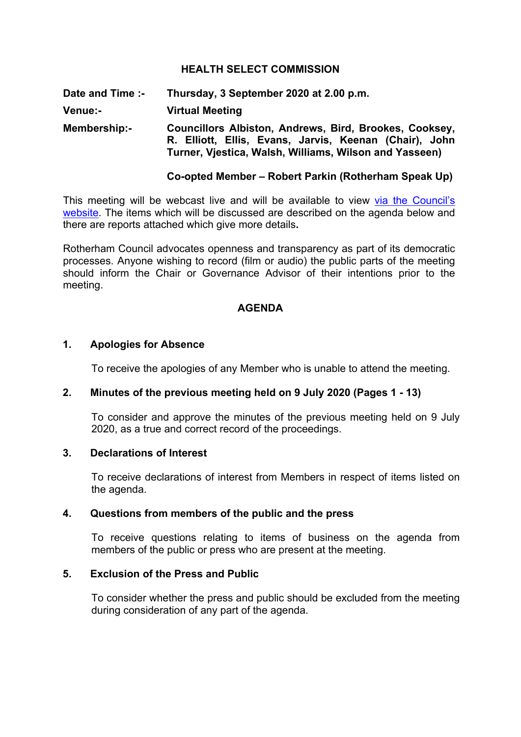# HEALTH SELECT COMMISSION

**Date and Time :-** **Thursday, 3 September 2020 at 2.00 p.m.**

**Venue:-** **Virtual Meeting**

**Membership:-** **Councillors Albiston, Andrews, Bird, Brookes, Cooksey, R. Elliott, Ellis, Evans, Jarvis, Keenan (Chair), John Turner, Vjestica, Walsh, Williams, Wilson and Yasseen)**

**Co-opted Member – Robert Parkin (Rotherham Speak Up)**

This meeting will be webcast live and will be available to view via the Council's website. The items which will be discussed are described on the agenda below and there are reports attached which give more details**.**

Rotherham Council advocates openness and transparency as part of its democratic processes. Anyone wishing to record (film or audio) the public parts of the meeting should inform the Chair or Governance Advisor of their intentions prior to the meeting.

## AGENDA

### 1. Apologies for Absence

To receive the apologies of any Member who is unable to attend the meeting.

### 2. Minutes of the previous meeting held on 9 July 2020 (Pages 1 - 13)

To consider and approve the minutes of the previous meeting held on 9 July 2020, as a true and correct record of the proceedings.

### 3. Declarations of Interest

To receive declarations of interest from Members in respect of items listed on the agenda.

### 4. Questions from members of the public and the press

To receive questions relating to items of business on the agenda from members of the public or press who are present at the meeting.

### 5. Exclusion of the Press and Public

To consider whether the press and public should be excluded from the meeting during consideration of any part of the agenda.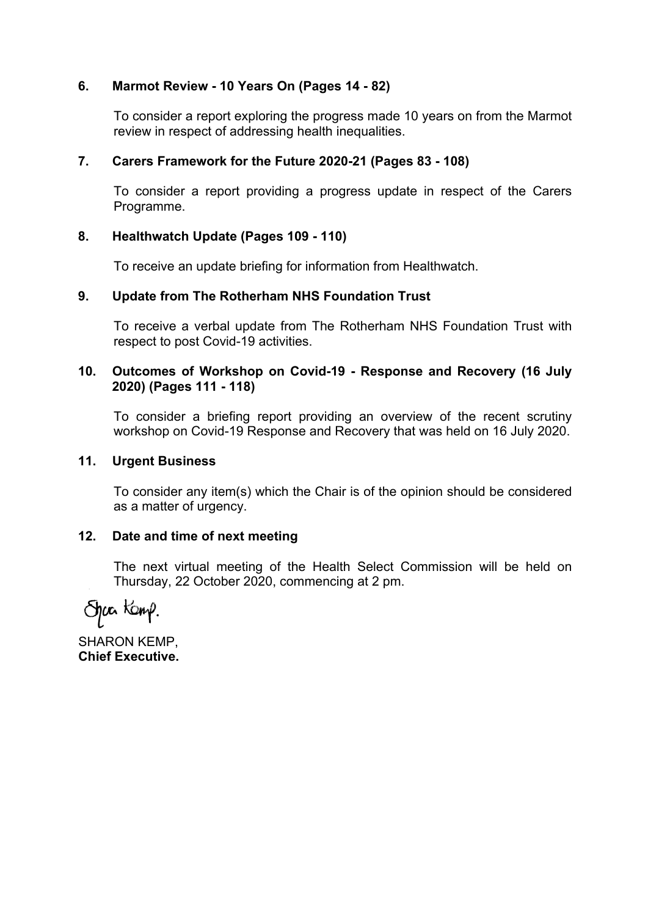**6. Marmot Review - 10 Years On (Pages 14 - 82)**

To consider a report exploring the progress made 10 years on from the Marmot review in respect of addressing health inequalities.

**7. Carers Framework for the Future 2020-21 (Pages 83 - 108)**

To consider a report providing a progress update in respect of the Carers Programme.

**8. Healthwatch Update (Pages 109 - 110)**

To receive an update briefing for information from Healthwatch.

**9. Update from The Rotherham NHS Foundation Trust**

To receive a verbal update from The Rotherham NHS Foundation Trust with respect to post Covid-19 activities.

**10. Outcomes of Workshop on Covid-19 - Response and Recovery (16 July 2020) (Pages 111 - 118)**

To consider a briefing report providing an overview of the recent scrutiny workshop on Covid-19 Response and Recovery that was held on 16 July 2020.

**11. Urgent Business**

To consider any item(s) which the Chair is of the opinion should be considered as a matter of urgency.

**12. Date and time of next meeting**

The next virtual meeting of the Health Select Commission will be held on Thursday, 22 October 2020, commencing at 2 pm.

SHARON KEMP,
**Chief Executive.**